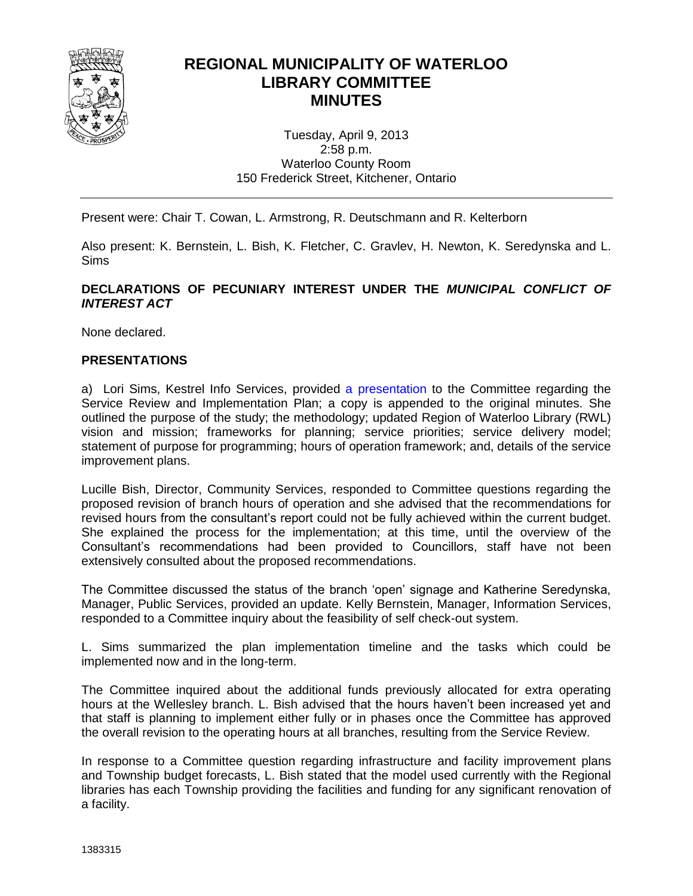# REGIONAL MUNICIPALITY OF WATERLOO
# LIBRARY COMMITTEE
# MINUTES

Tuesday, April 9, 2013
2:58 p.m.
Waterloo County Room
150 Frederick Street, Kitchener, Ontario

---

Present were: Chair T. Cowan, L. Armstrong, R. Deutschmann and R. Kelterborn

Also present: K. Bernstein, L. Bish, K. Fletcher, C. Gravlev, H. Newton, K. Seredynska and L. Sims

## DECLARATIONS OF PECUNIARY INTEREST UNDER THE *MUNICIPAL CONFLICT OF INTEREST ACT*

None declared.

## PRESENTATIONS

a) Lori Sims, Kestrel Info Services, provided a presentation to the Committee regarding the Service Review and Implementation Plan; a copy is appended to the original minutes. She outlined the purpose of the study; the methodology; updated Region of Waterloo Library (RWL) vision and mission; frameworks for planning; service priorities; service delivery model; statement of purpose for programming; hours of operation framework; and, details of the service improvement plans.

Lucille Bish, Director, Community Services, responded to Committee questions regarding the proposed revision of branch hours of operation and she advised that the recommendations for revised hours from the consultant's report could not be fully achieved within the current budget. She explained the process for the implementation; at this time, until the overview of the Consultant's recommendations had been provided to Councillors, staff have not been extensively consulted about the proposed recommendations.

The Committee discussed the status of the branch 'open' signage and Katherine Seredynska, Manager, Public Services, provided an update. Kelly Bernstein, Manager, Information Services, responded to a Committee inquiry about the feasibility of self check-out system.

L. Sims summarized the plan implementation timeline and the tasks which could be implemented now and in the long-term.

The Committee inquired about the additional funds previously allocated for extra operating hours at the Wellesley branch. L. Bish advised that the hours haven't been increased yet and that staff is planning to implement either fully or in phases once the Committee has approved the overall revision to the operating hours at all branches, resulting from the Service Review.

In response to a Committee question regarding infrastructure and facility improvement plans and Township budget forecasts, L. Bish stated that the model used currently with the Regional libraries has each Township providing the facilities and funding for any significant renovation of a facility.

1383315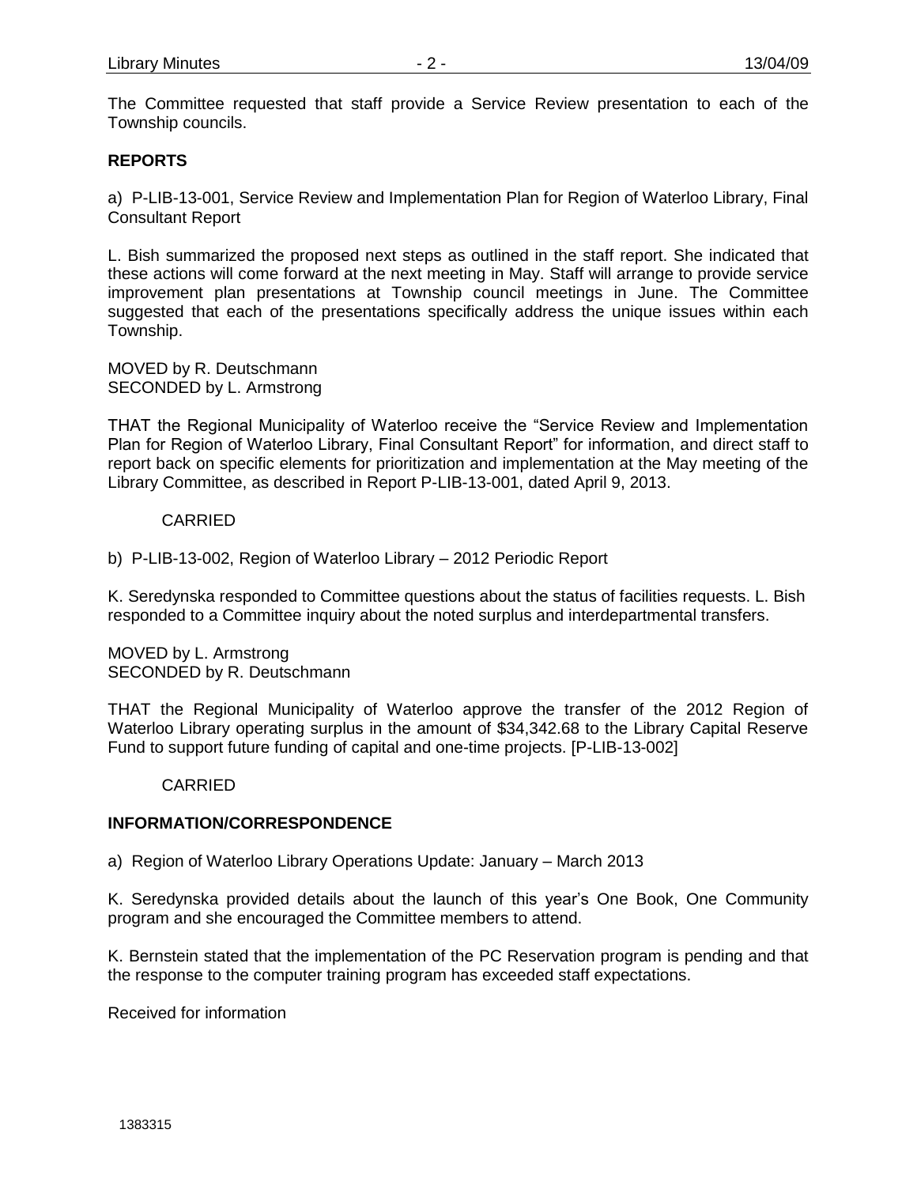The Committee requested that staff provide a Service Review presentation to each of the Township councils.

## REPORTS

a) P-LIB-13-001, Service Review and Implementation Plan for Region of Waterloo Library, Final Consultant Report

L. Bish summarized the proposed next steps as outlined in the staff report. She indicated that these actions will come forward at the next meeting in May. Staff will arrange to provide service improvement plan presentations at Township council meetings in June. The Committee suggested that each of the presentations specifically address the unique issues within each Township.

MOVED by R. Deutschmann
SECONDED by L. Armstrong

THAT the Regional Municipality of Waterloo receive the "Service Review and Implementation Plan for Region of Waterloo Library, Final Consultant Report" for information, and direct staff to report back on specific elements for prioritization and implementation at the May meeting of the Library Committee, as described in Report P-LIB-13-001, dated April 9, 2013.

CARRIED

b) P-LIB-13-002, Region of Waterloo Library – 2012 Periodic Report

K. Seredynska responded to Committee questions about the status of facilities requests. L. Bish responded to a Committee inquiry about the noted surplus and interdepartmental transfers.

MOVED by L. Armstrong
SECONDED by R. Deutschmann

THAT the Regional Municipality of Waterloo approve the transfer of the 2012 Region of Waterloo Library operating surplus in the amount of $34,342.68 to the Library Capital Reserve Fund to support future funding of capital and one-time projects. [P-LIB-13-002]

CARRIED

## INFORMATION/CORRESPONDENCE

a) Region of Waterloo Library Operations Update: January – March 2013

K. Seredynska provided details about the launch of this year's One Book, One Community program and she encouraged the Committee members to attend.

K. Bernstein stated that the implementation of the PC Reservation program is pending and that the response to the computer training program has exceeded staff expectations.

Received for information

1383315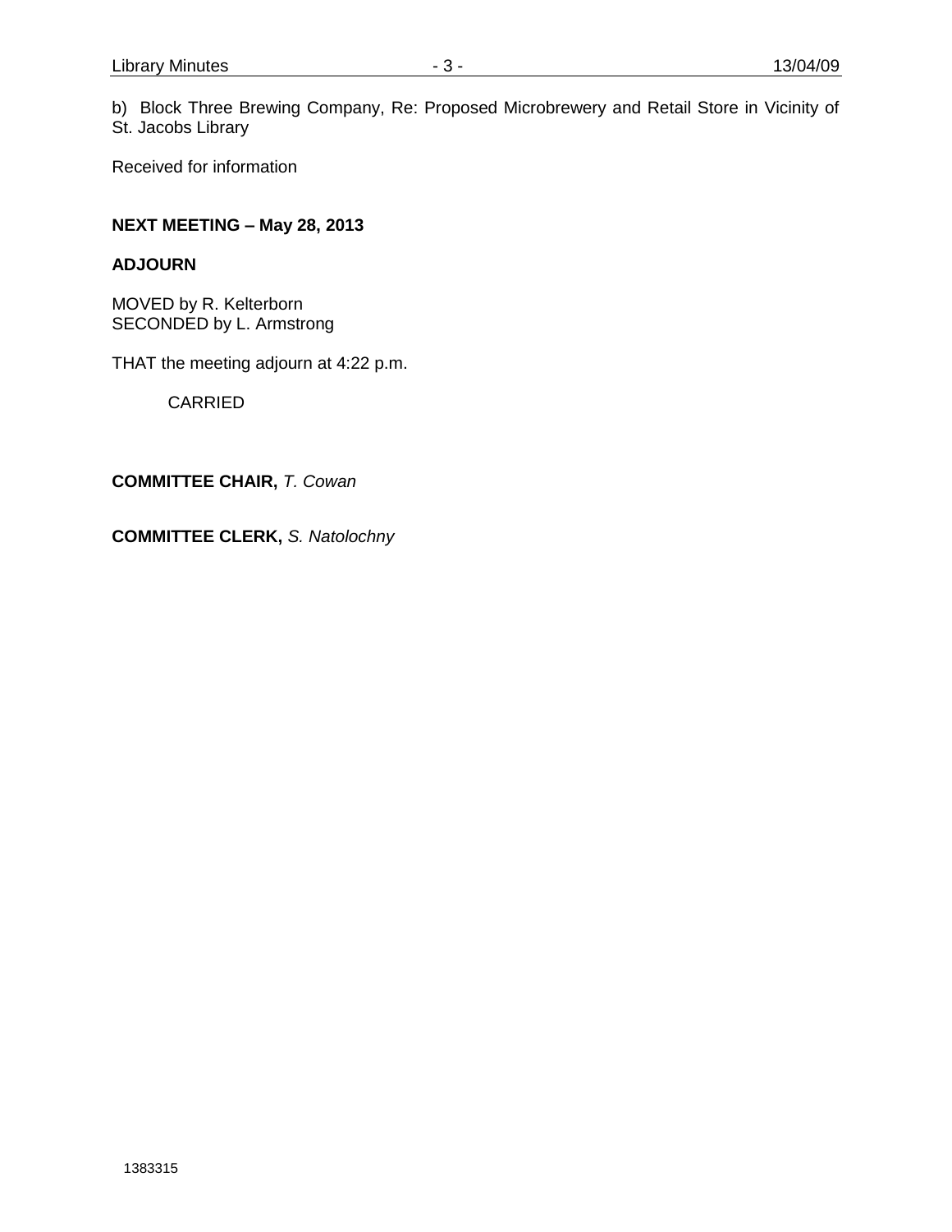b) Block Three Brewing Company, Re: Proposed Microbrewery and Retail Store in Vicinity of St. Jacobs Library

Received for information

**NEXT MEETING – May 28, 2013**

**ADJOURN**

MOVED by R. Kelterborn
SECONDED by L. Armstrong

THAT the meeting adjourn at 4:22 p.m.

CARRIED

**COMMITTEE CHAIR,** *T. Cowan*

**COMMITTEE CLERK,** *S. Natolochny*

1383315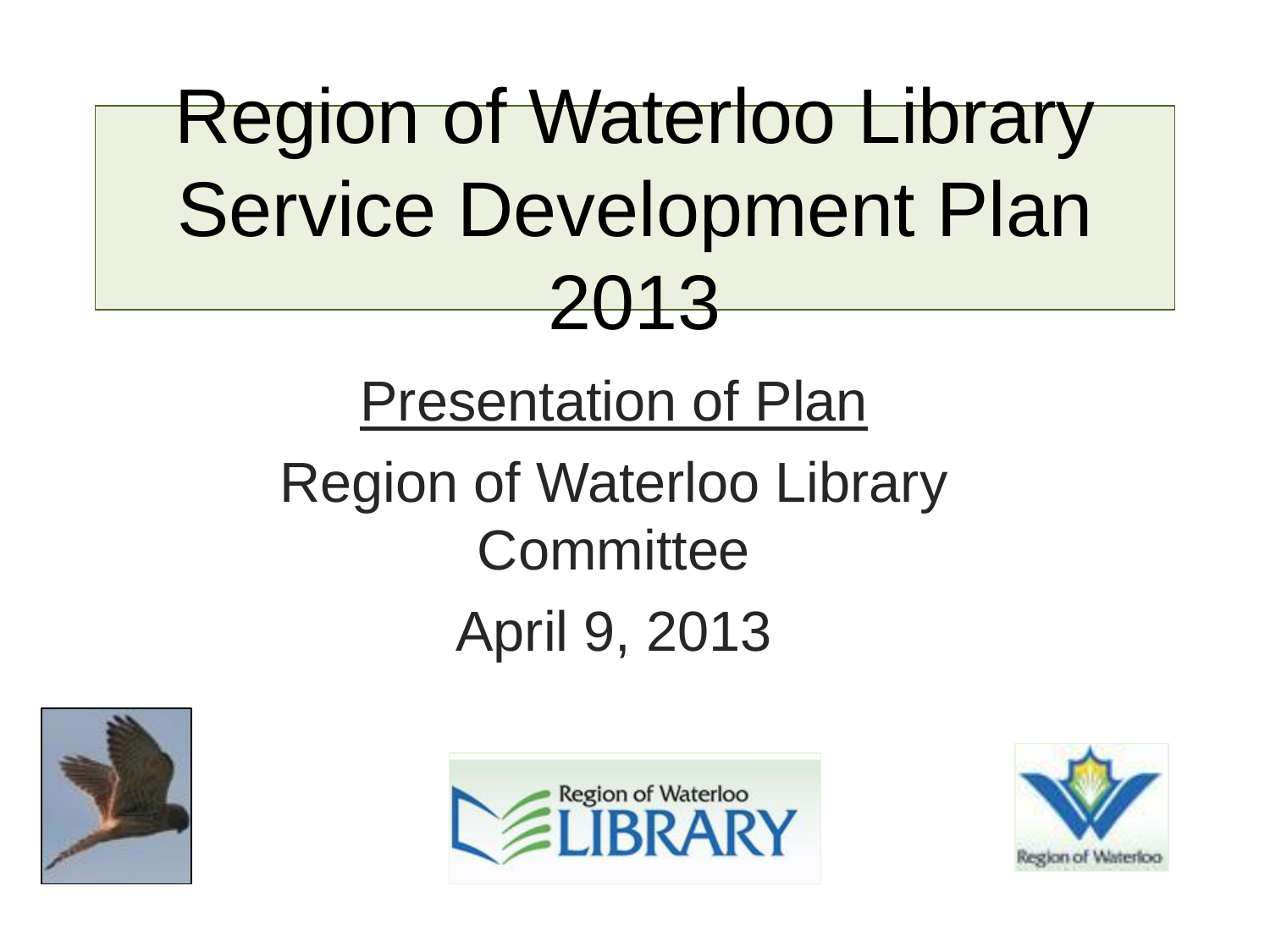# Region of Waterloo Library Service Development Plan 2013

<u>Presentation of Plan</u>

Region of Waterloo Library Committee

April 9, 2013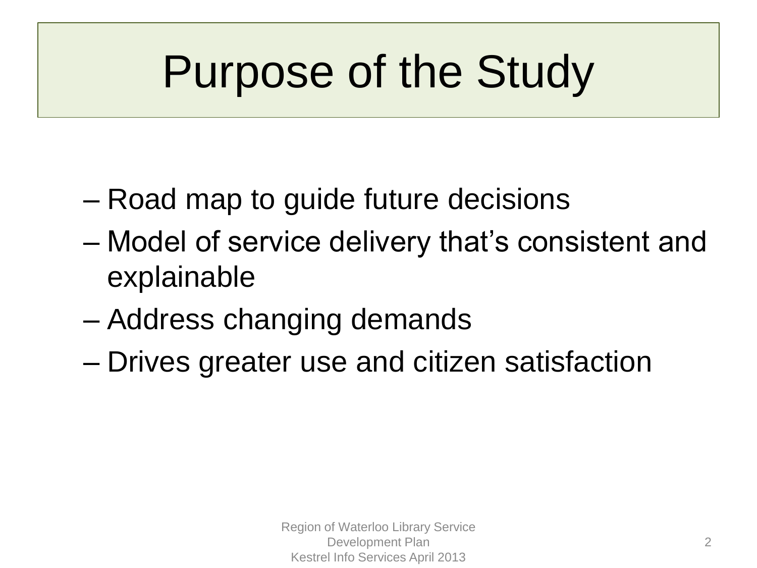# Purpose of the Study

- Road map to guide future decisions
- Model of service delivery that's consistent and explainable
- Address changing demands
- Drives greater use and citizen satisfaction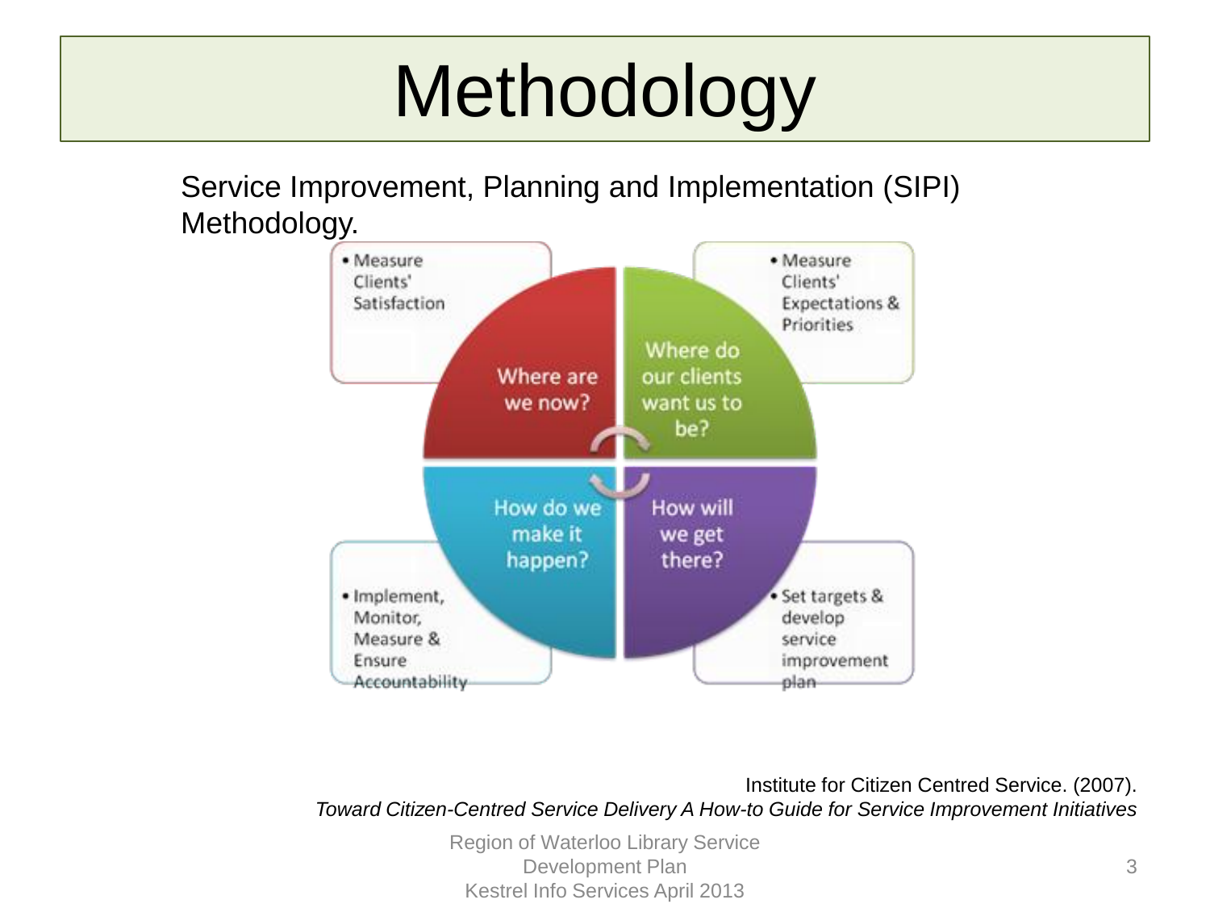# Methodology

Service Improvement, Planning and Implementation (SIPI) Methodology.

- Measure Clients' Satisfaction
- Measure Clients' Expectations & Priorities

Where are we now?

Where do our clients want us to be?

How do we make it happen?

How will we get there?

- Implement, Monitor, Measure & Ensure Accountability
- Set targets & develop service improvement plan

Institute for Citizen Centred Service. (2007). *Toward Citizen-Centred Service Delivery A How-to Guide for Service Improvement Initiatives*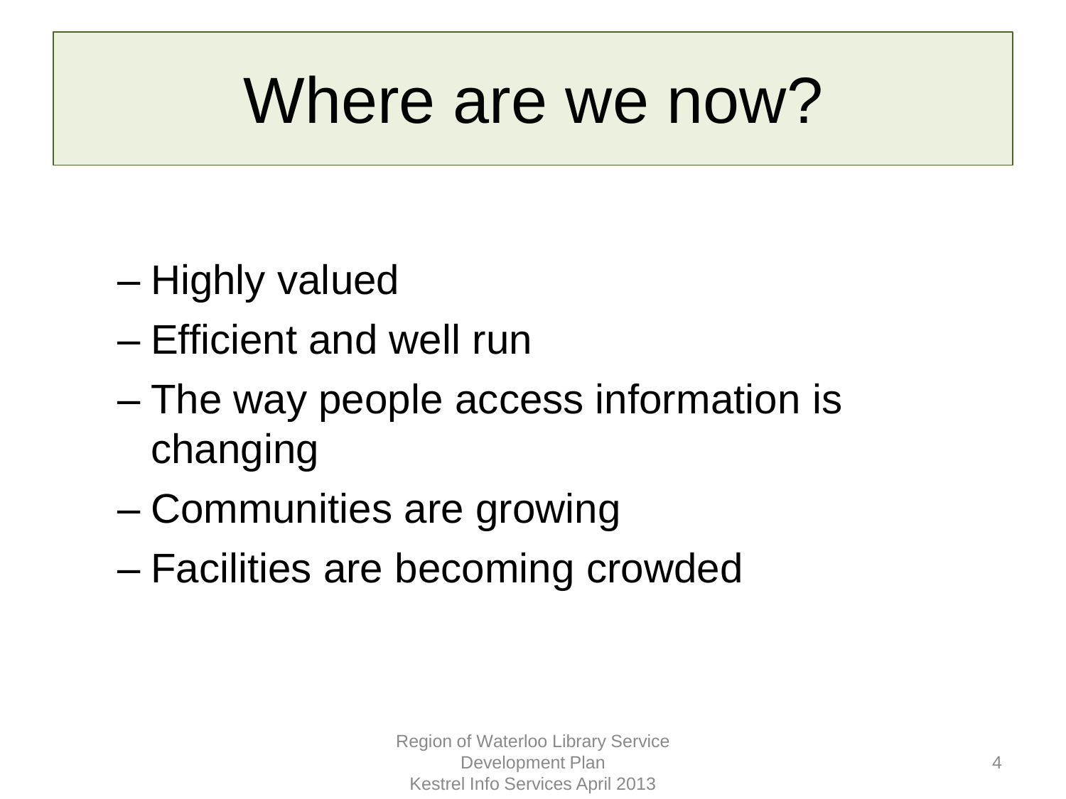# Where are we now?

- Highly valued
- Efficient and well run
- The way people access information is changing
- Communities are growing
- Facilities are becoming crowded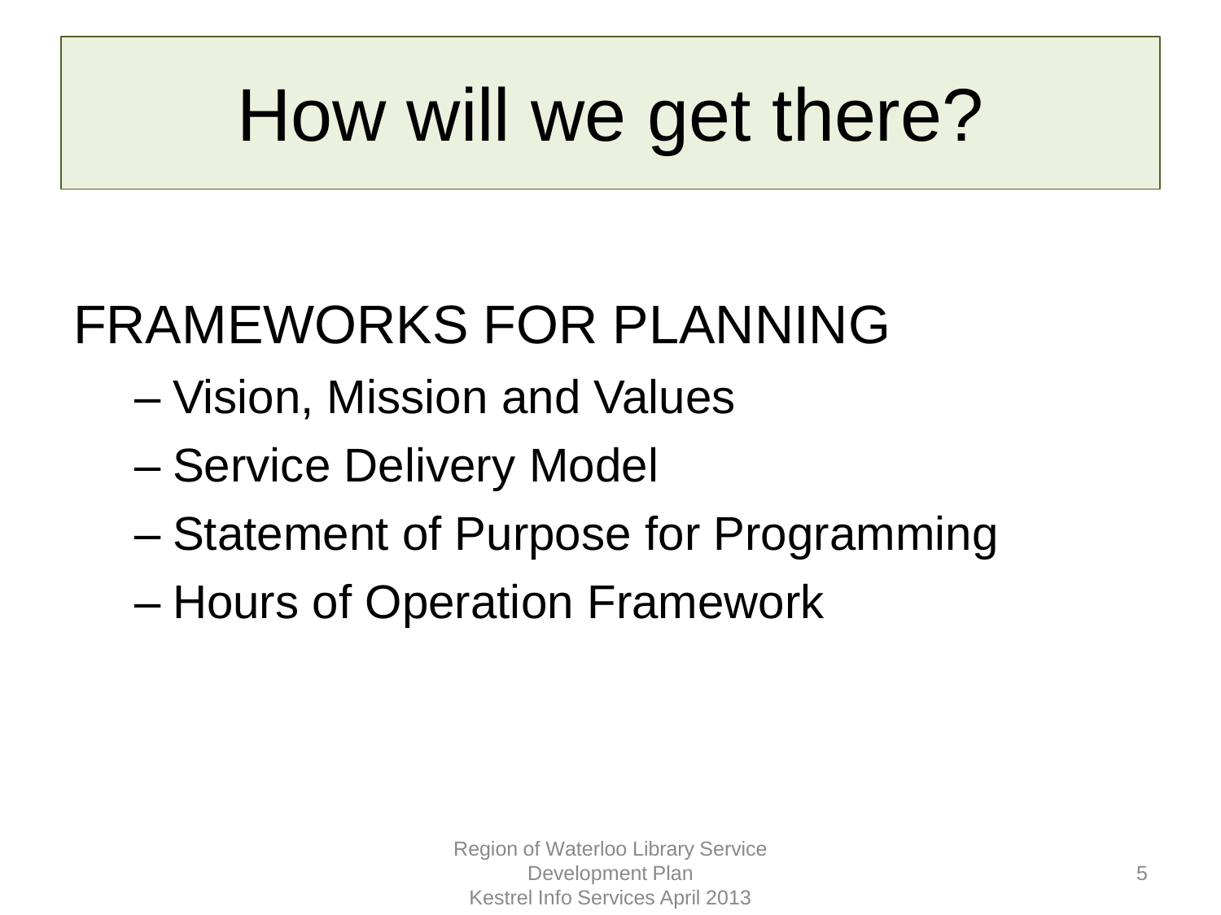# How will we get there?

FRAMEWORKS FOR PLANNING

- Vision, Mission and Values
- Service Delivery Model
- Statement of Purpose for Programming
- Hours of Operation Framework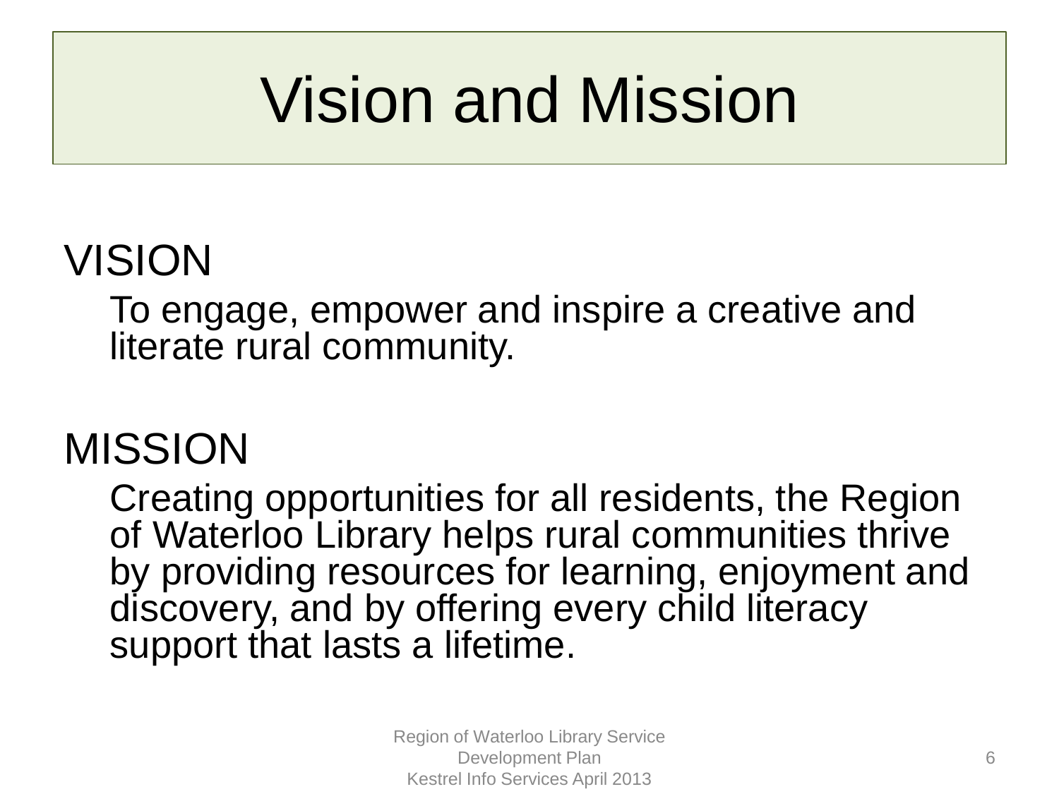# Vision and Mission

## VISION

To engage, empower and inspire a creative and literate rural community.

## MISSION

Creating opportunities for all residents, the Region of Waterloo Library helps rural communities thrive by providing resources for learning, enjoyment and discovery, and by offering every child literacy support that lasts a lifetime.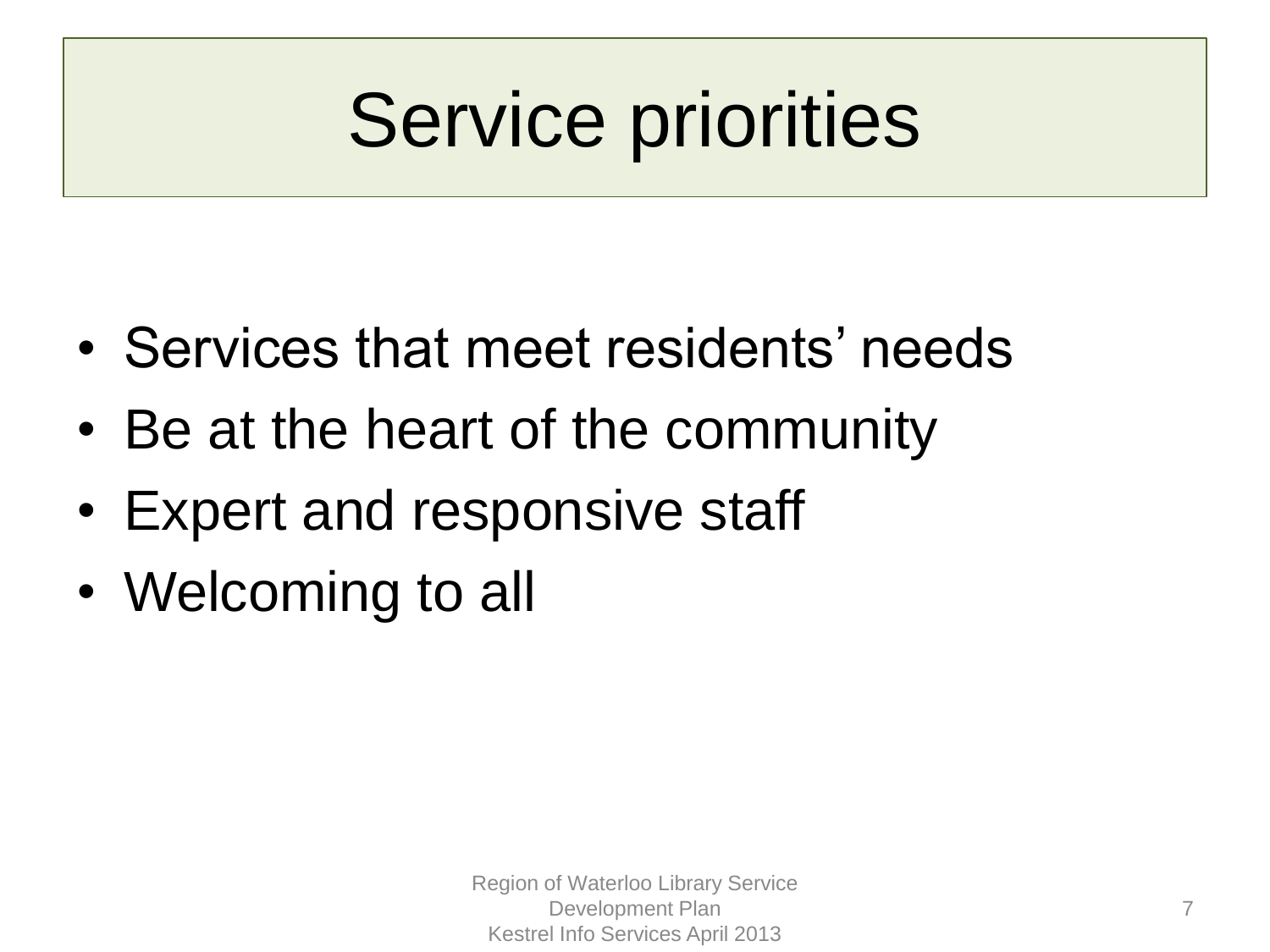# Service priorities

- Services that meet residents' needs
- Be at the heart of the community
- Expert and responsive staff
- Welcoming to all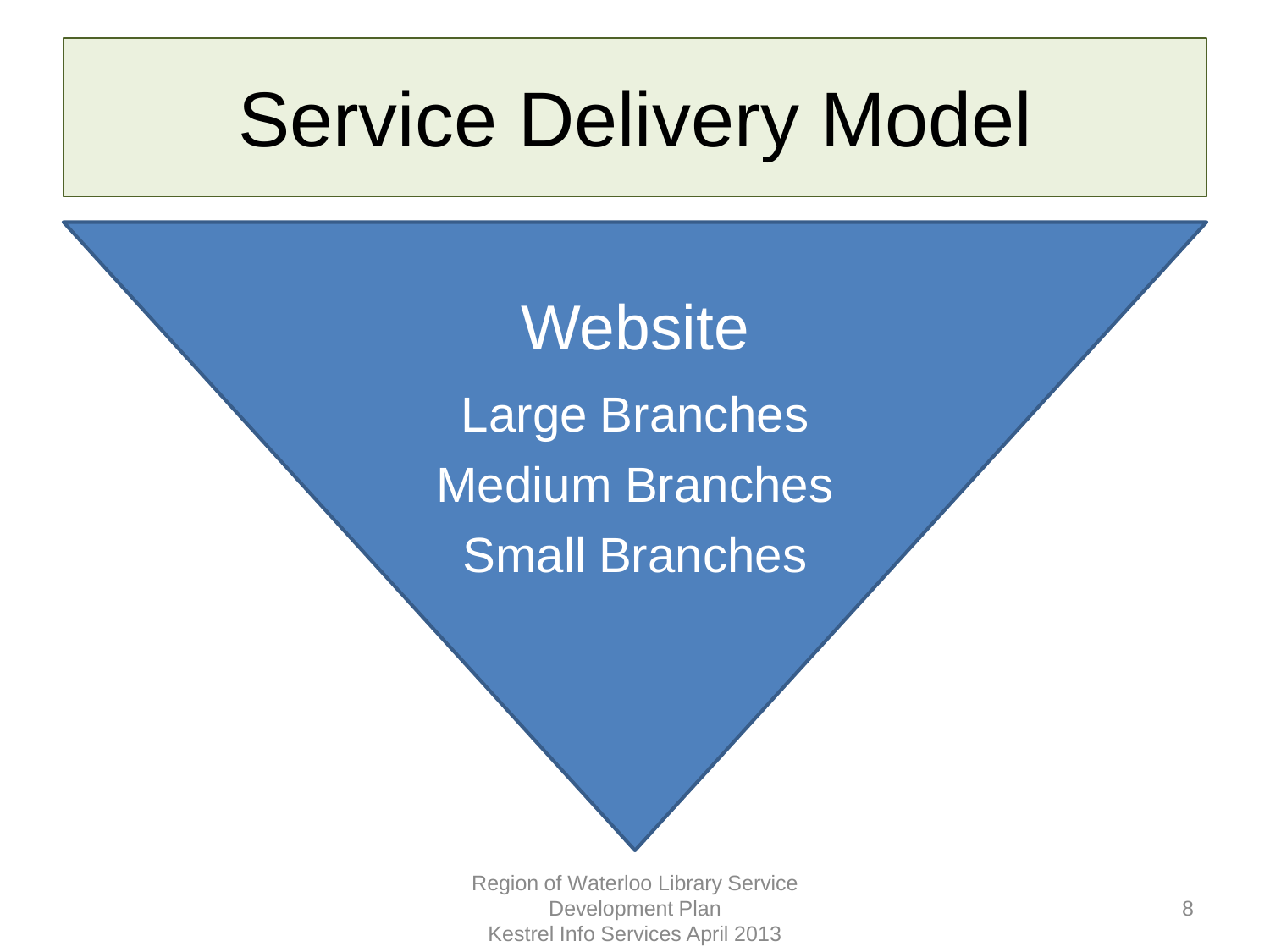# Service Delivery Model

Website

Large Branches

Medium Branches

Small Branches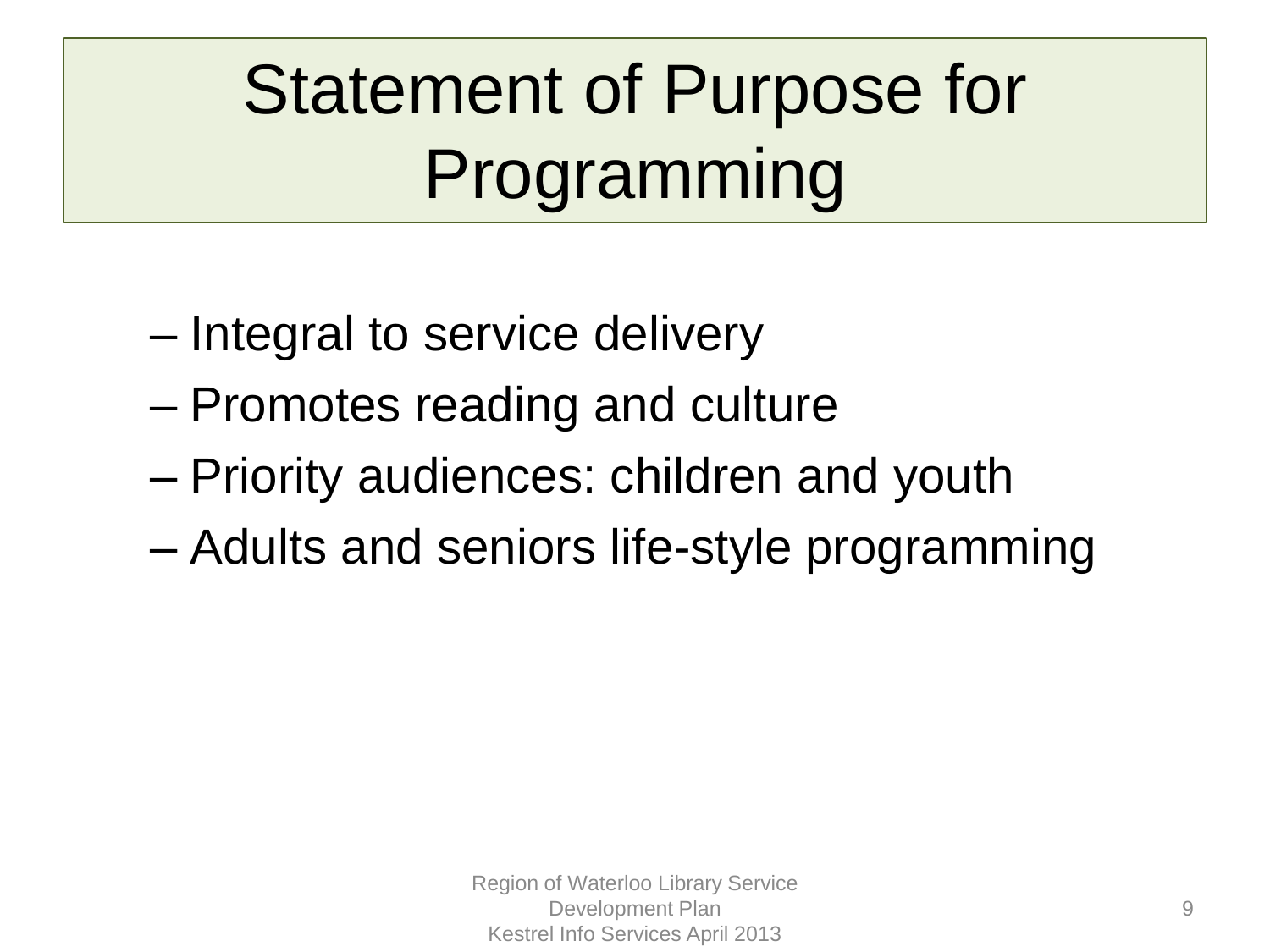# Statement of Purpose for Programming

- Integral to service delivery
- Promotes reading and culture
- Priority audiences: children and youth
- Adults and seniors life-style programming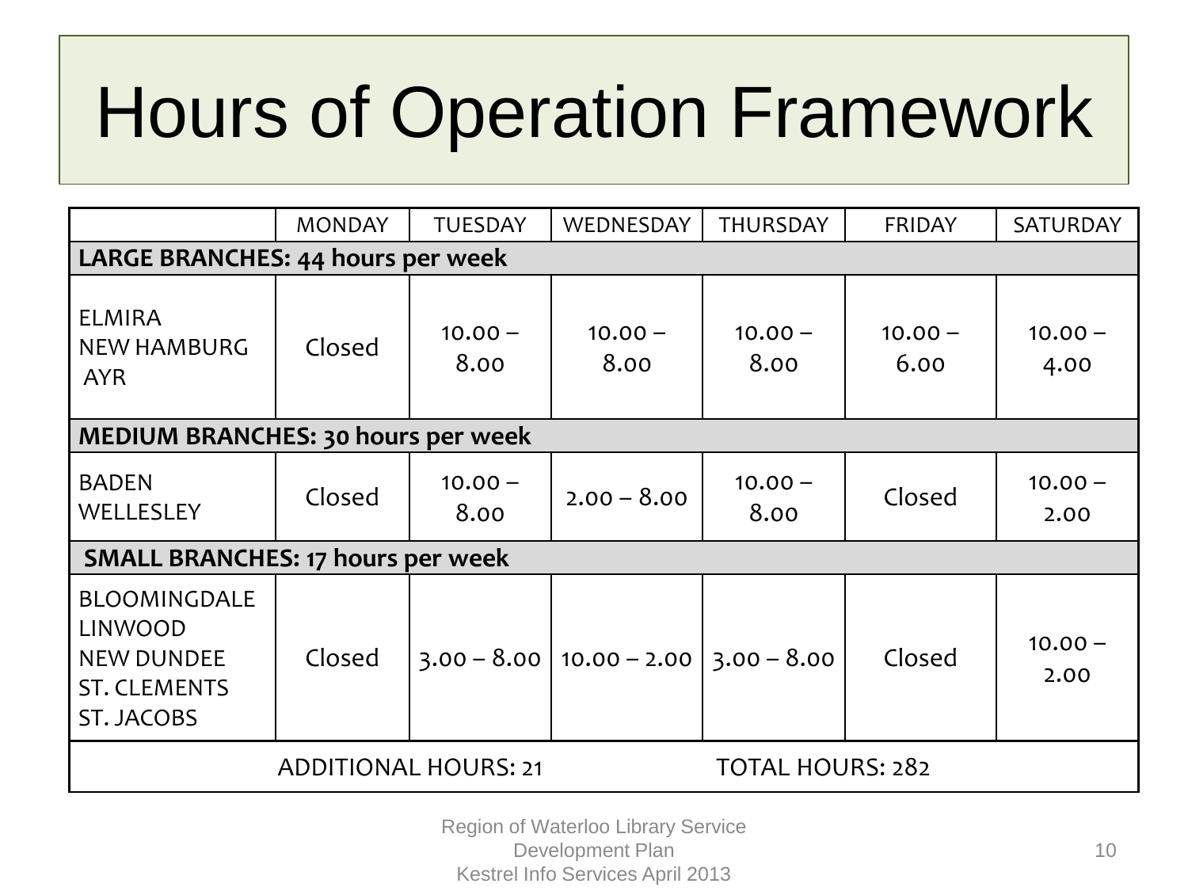# Hours of Operation Framework

| | MONDAY | TUESDAY | WEDNESDAY | THURSDAY | FRIDAY | SATURDAY |
|---|---|---|---|---|---|---|
| **LARGE BRANCHES: 44 hours per week** | | | | | | |
| ELMIRA<br>NEW HAMBURG<br>AYR | Closed | 10.00 – 8.00 | 10.00 – 8.00 | 10.00 – 8.00 | 10.00 – 6.00 | 10.00 – 4.00 |
| **MEDIUM BRANCHES: 30 hours per week** | | | | | | |
| BADEN<br>WELLESLEY | Closed | 10.00 – 8.00 | 2.00 – 8.00 | 10.00 – 8.00 | Closed | 10.00 – 2.00 |
| **SMALL BRANCHES: 17 hours per week** | | | | | | |
| BLOOMINGDALE<br>LINWOOD<br>NEW DUNDEE<br>ST. CLEMENTS<br>ST. JACOBS | Closed | 3.00 – 8.00 | 10.00 – 2.00 | 3.00 – 8.00 | Closed | 10.00 – 2.00 |
| ADDITIONAL HOURS: 21 | | | TOTAL HOURS: 282 | | | |

Region of Waterloo Library Service Development Plan
Kestrel Info Services April 2013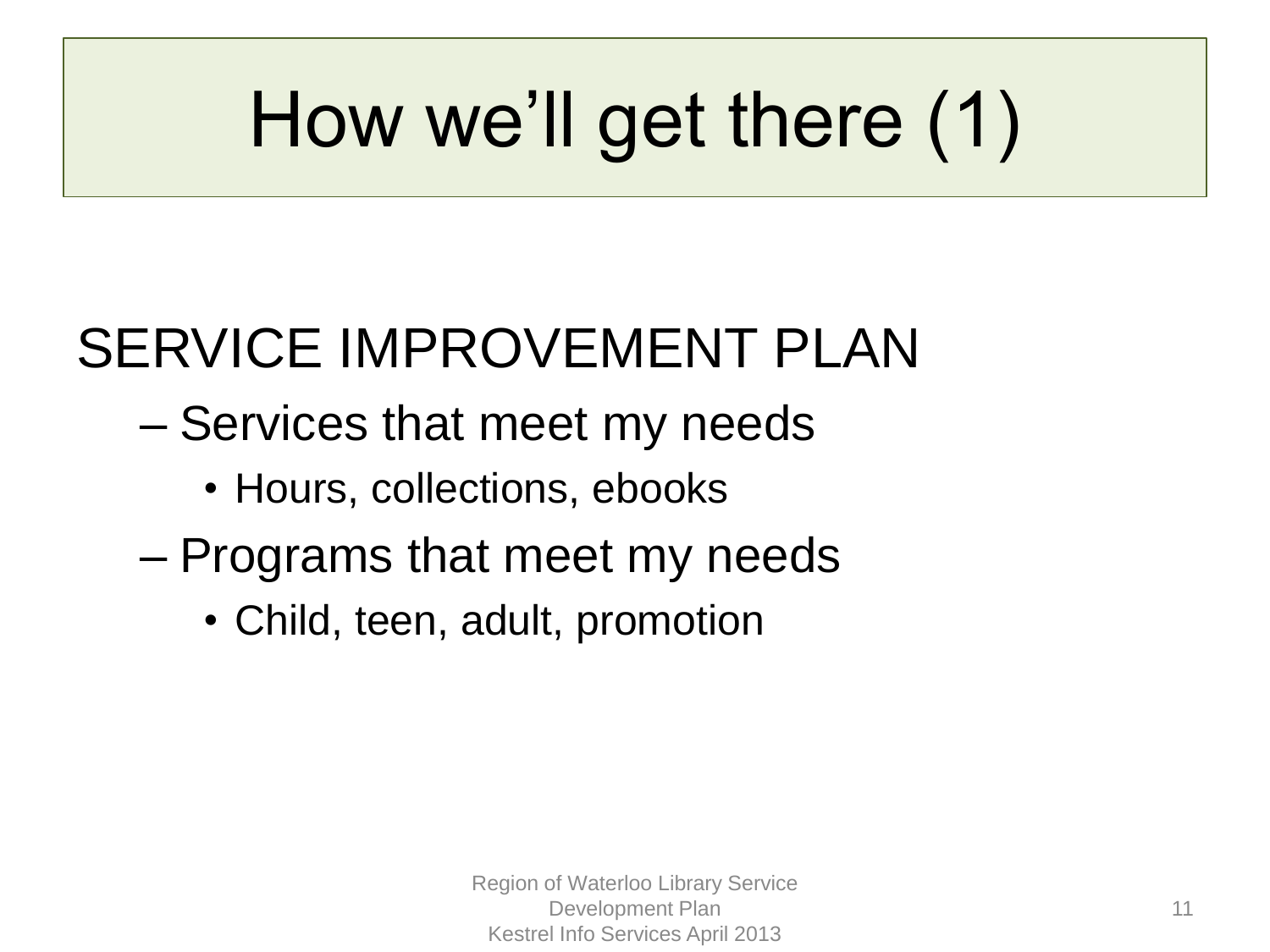# How we'll get there (1)

SERVICE IMPROVEMENT PLAN

- Services that meet my needs
  - Hours, collections, ebooks
- Programs that meet my needs
  - Child, teen, adult, promotion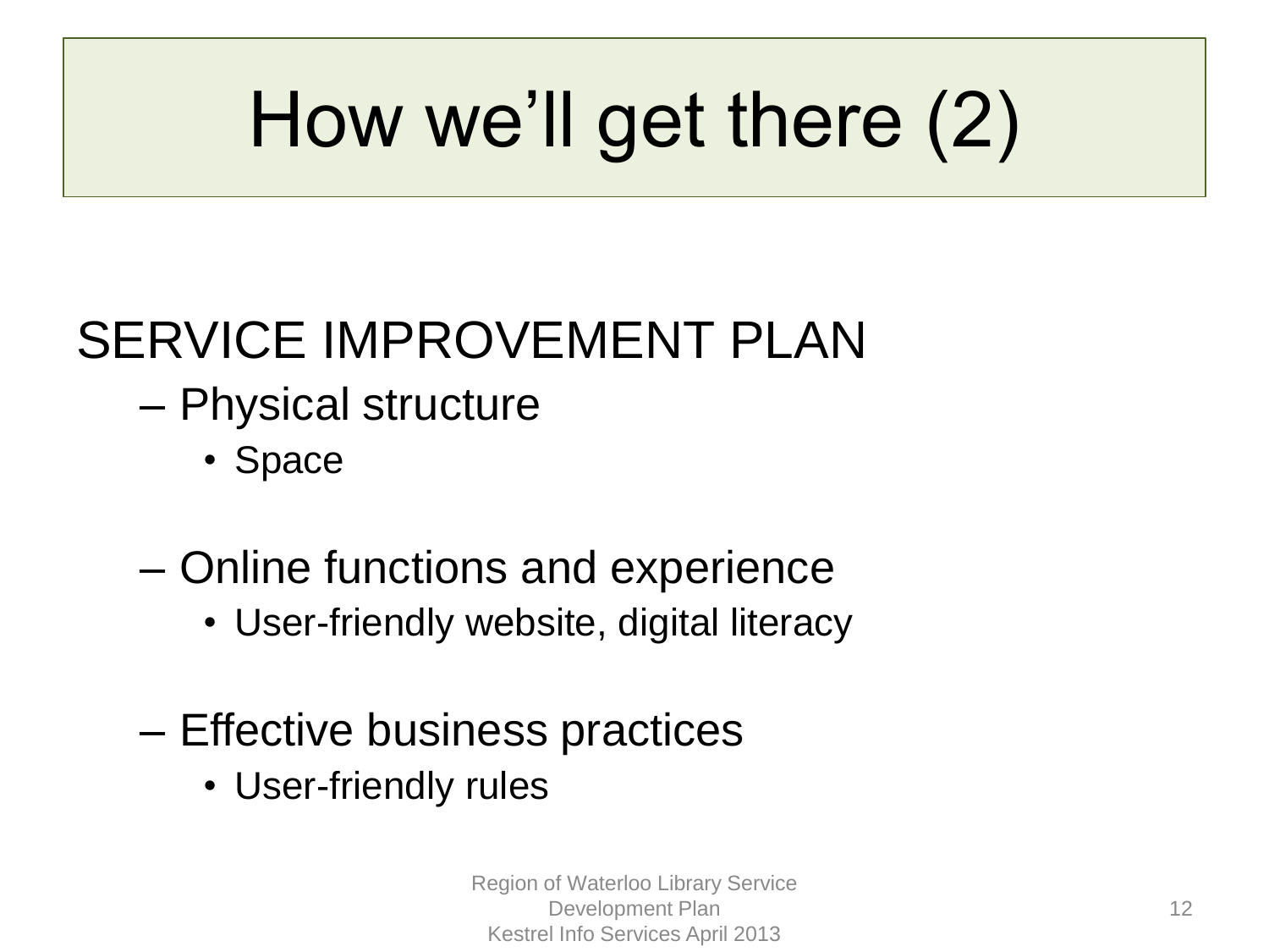# How we'll get there (2)

SERVICE IMPROVEMENT PLAN

- Physical structure
  - Space
- Online functions and experience
  - User-friendly website, digital literacy
- Effective business practices
  - User-friendly rules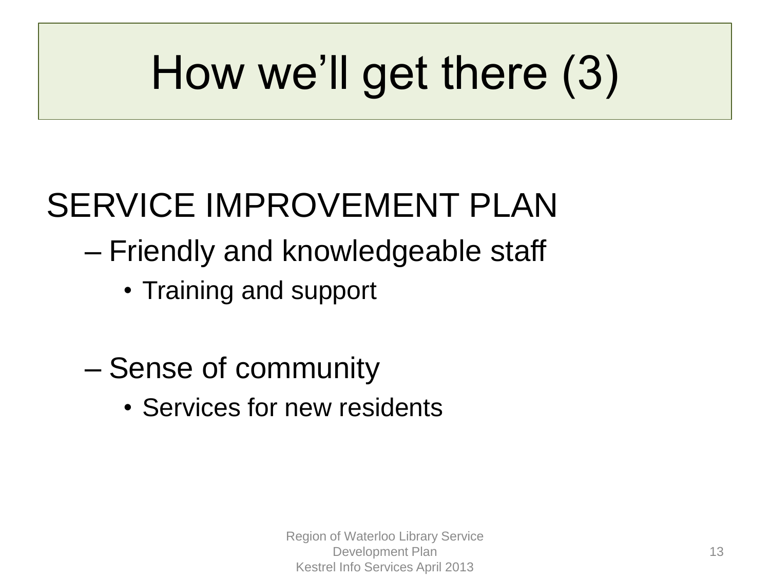# How we'll get there (3)

SERVICE IMPROVEMENT PLAN

- Friendly and knowledgeable staff
  - Training and support
- Sense of community
  - Services for new residents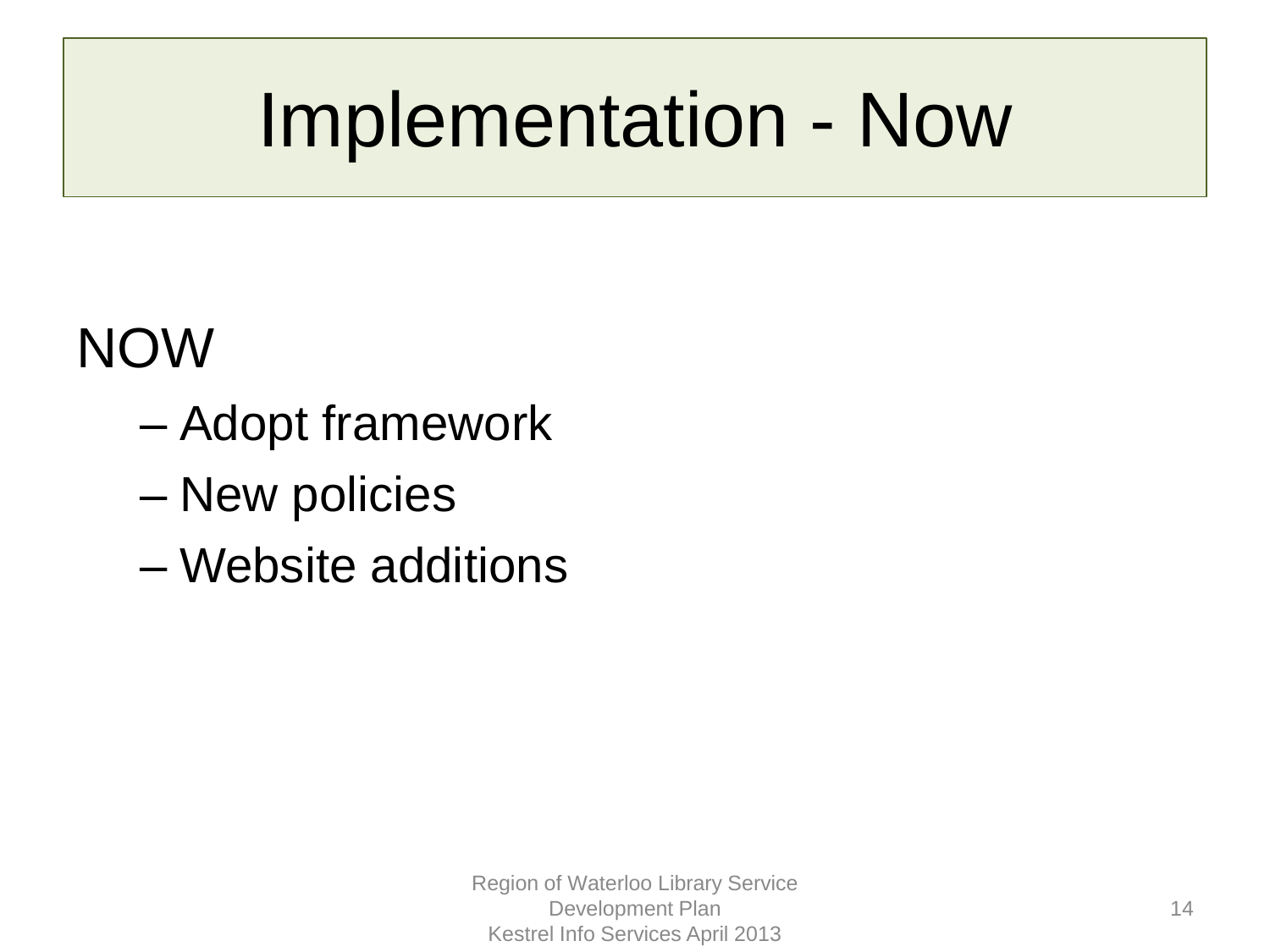# Implementation - Now

NOW

- Adopt framework
- New policies
- Website additions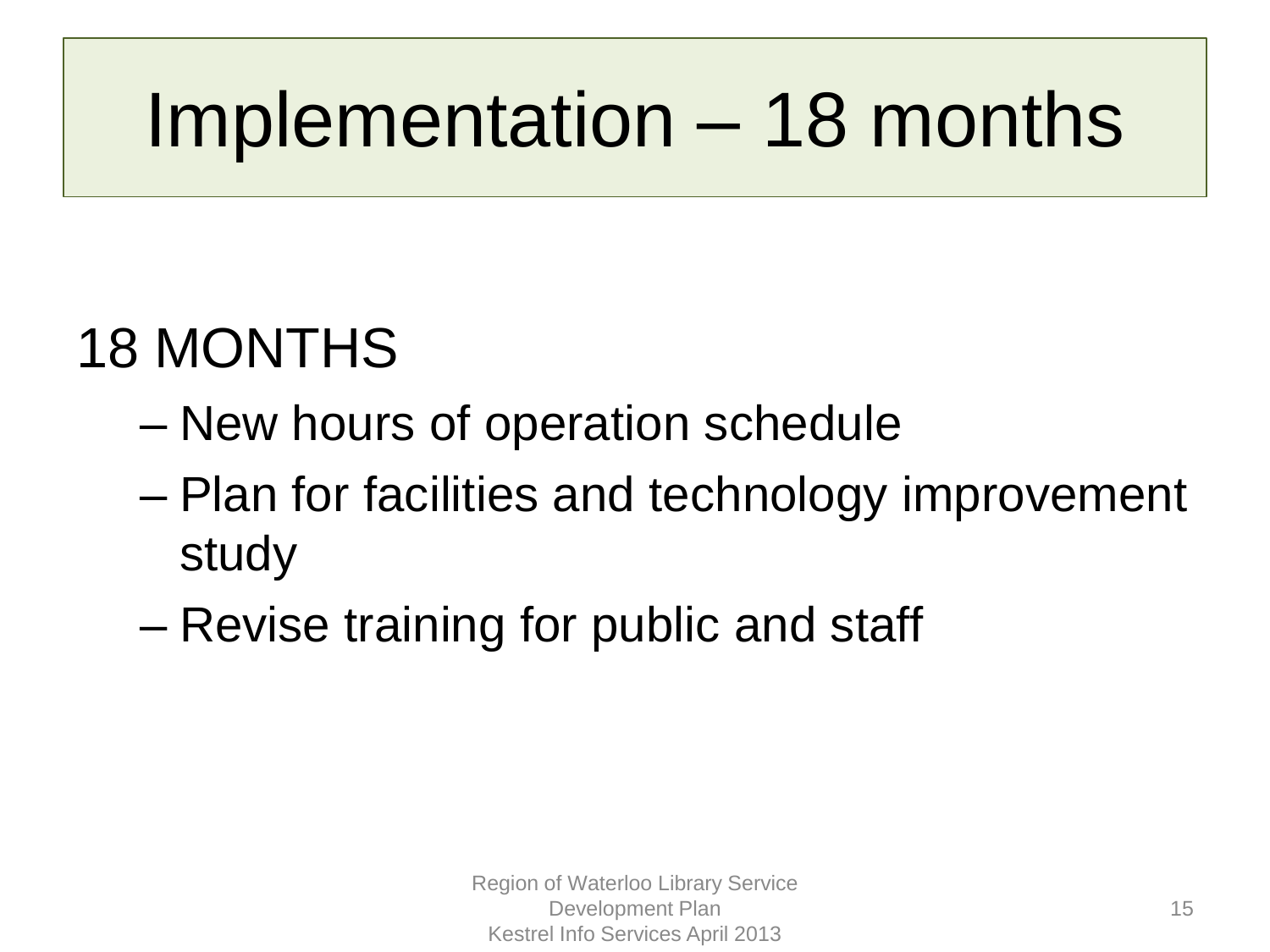# Implementation – 18 months

18 MONTHS

- New hours of operation schedule
- Plan for facilities and technology improvement study
- Revise training for public and staff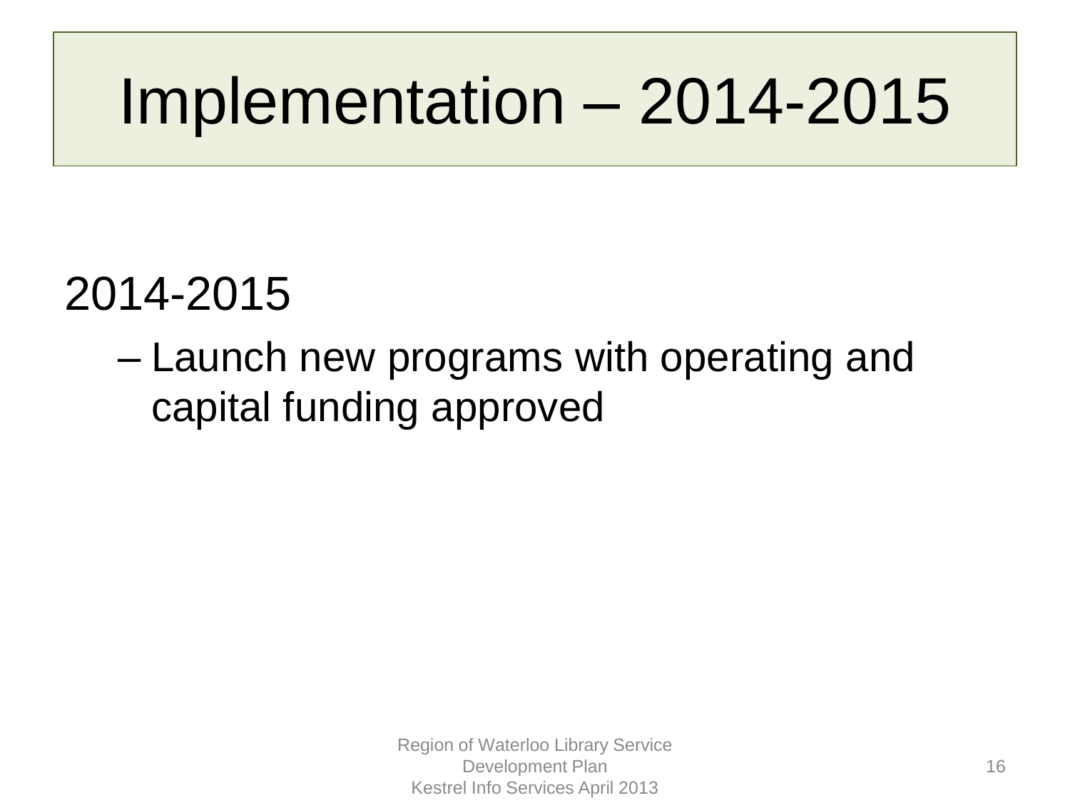# Implementation – 2014-2015

2014-2015

- Launch new programs with operating and capital funding approved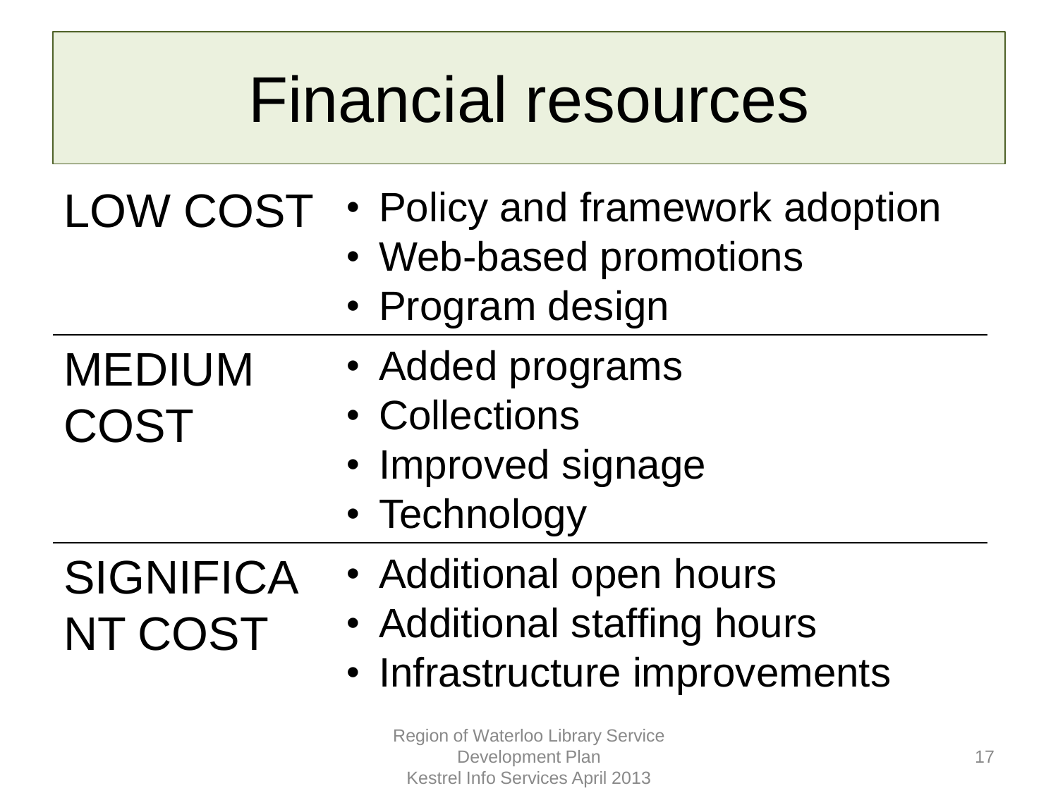# Financial resources

| | |
|---|---|
| LOW COST | • Policy and framework adoption<br>• Web-based promotions<br>• Program design |
| MEDIUM COST | • Added programs<br>• Collections<br>• Improved signage<br>• Technology |
| SIGNIFICANT COST | • Additional open hours<br>• Additional staffing hours<br>• Infrastructure improvements |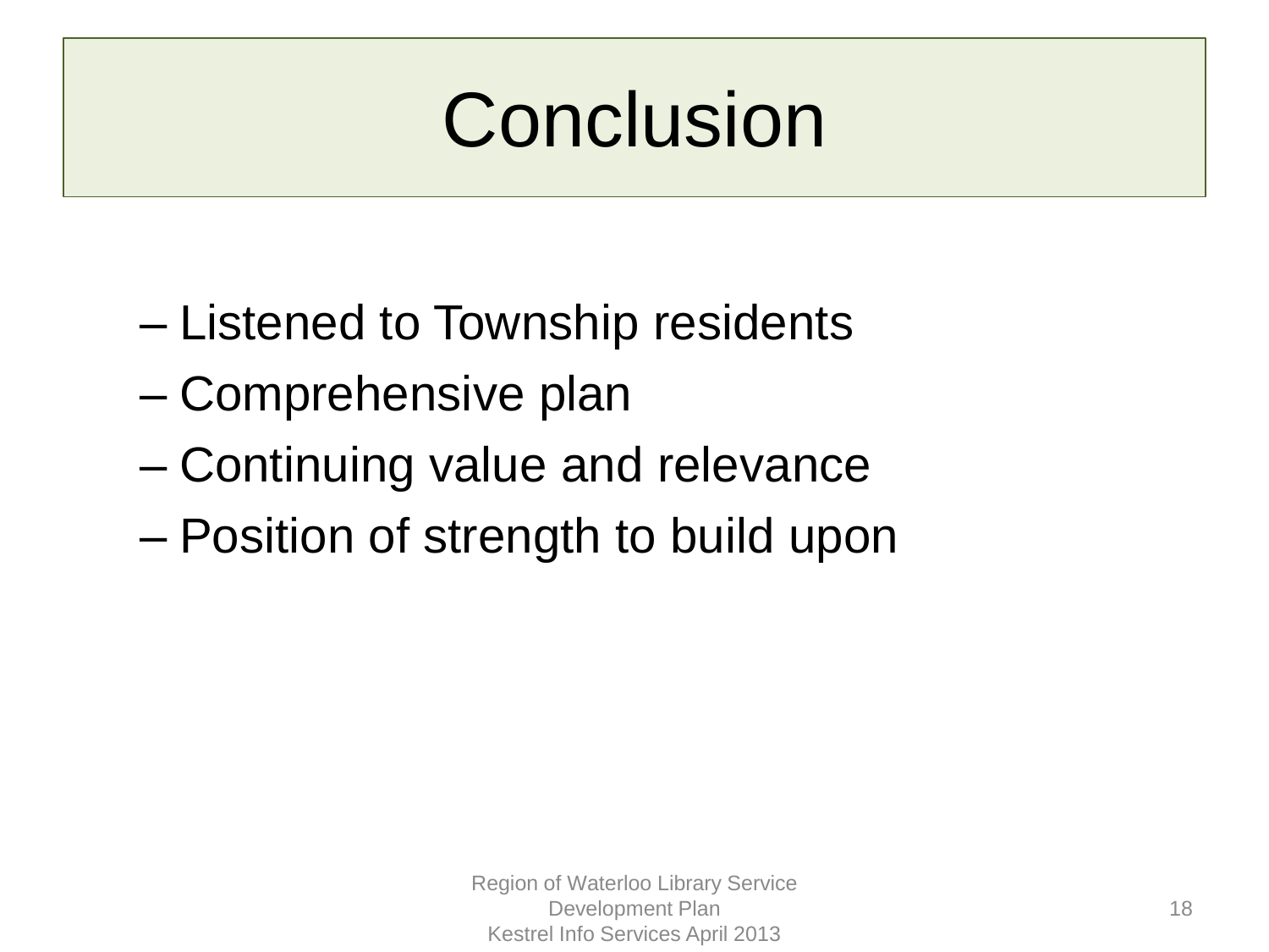# Conclusion

- Listened to Township residents
- Comprehensive plan
- Continuing value and relevance
- Position of strength to build upon